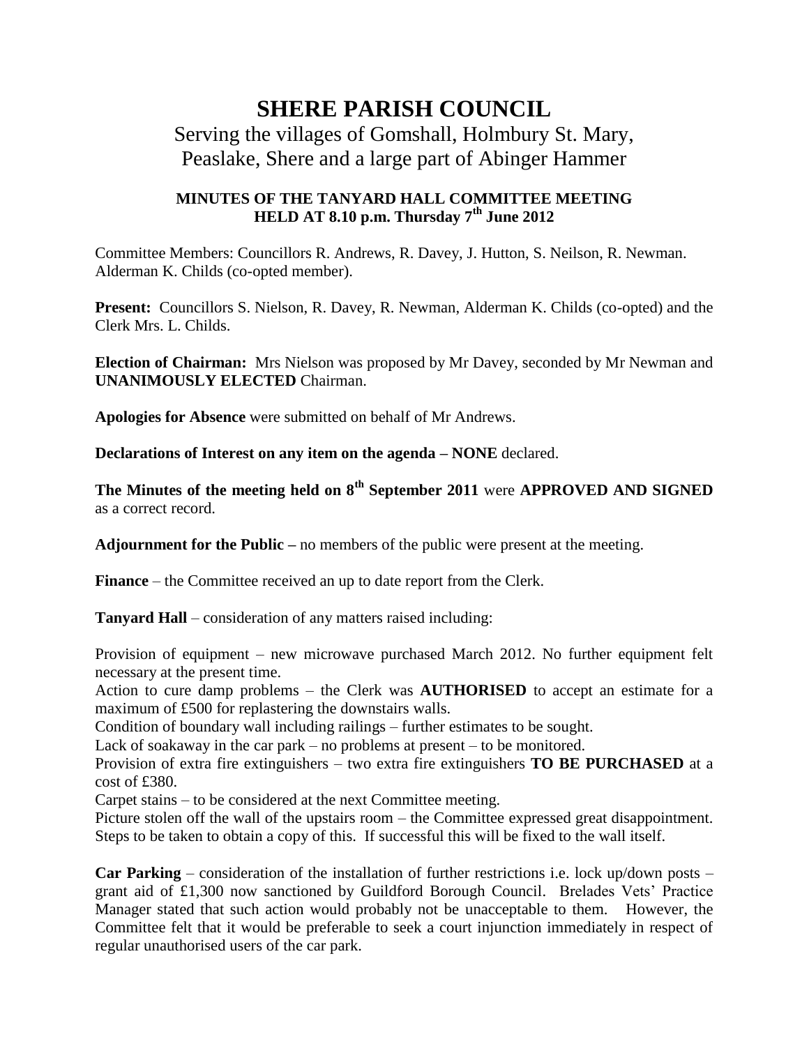# SHERE PARISH COUNCIL

## Serving the villages of Gomshall, Holmbury St. Mary, Peaslake, Shere and a large part of Abinger Hammer

### MINUTES OF THE TANYARD HALL COMMITTEE MEETING HELD AT 8.10 p.m. Thursday 7th June 2012

Committee Members: Councillors R. Andrews, R. Davey, J. Hutton, S. Neilson, R. Newman. Alderman K. Childs (co-opted member).

**Present:** Councillors S. Nielson, R. Davey, R. Newman, Alderman K. Childs (co-opted) and the Clerk Mrs. L. Childs.

**Election of Chairman:** Mrs Nielson was proposed by Mr Davey, seconded by Mr Newman and **UNANIMOUSLY ELECTED** Chairman.

**Apologies for Absence** were submitted on behalf of Mr Andrews.

**Declarations of Interest on any item on the agenda – NONE** declared.

**The Minutes of the meeting held on 8th September 2011** were **APPROVED AND SIGNED** as a correct record.

**Adjournment for the Public –** no members of the public were present at the meeting.

**Finance** – the Committee received an up to date report from the Clerk.

**Tanyard Hall** – consideration of any matters raised including:

Provision of equipment – new microwave purchased March 2012. No further equipment felt necessary at the present time.
Action to cure damp problems – the Clerk was **AUTHORISED** to accept an estimate for a maximum of £500 for replastering the downstairs walls.
Condition of boundary wall including railings – further estimates to be sought.
Lack of soakaway in the car park – no problems at present – to be monitored.
Provision of extra fire extinguishers – two extra fire extinguishers **TO BE PURCHASED** at a cost of £380.
Carpet stains – to be considered at the next Committee meeting.
Picture stolen off the wall of the upstairs room – the Committee expressed great disappointment. Steps to be taken to obtain a copy of this. If successful this will be fixed to the wall itself.

**Car Parking** – consideration of the installation of further restrictions i.e. lock up/down posts – grant aid of £1,300 now sanctioned by Guildford Borough Council. Brelades Vets' Practice Manager stated that such action would probably not be unacceptable to them. However, the Committee felt that it would be preferable to seek a court injunction immediately in respect of regular unauthorised users of the car park.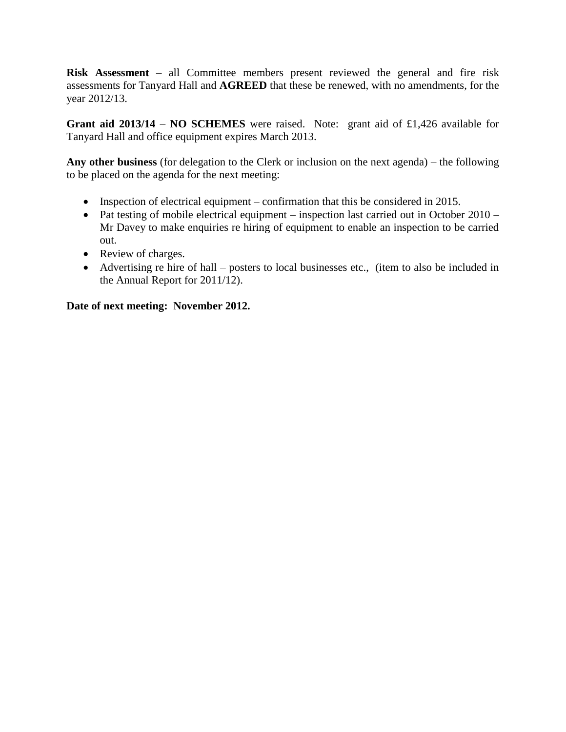**Risk Assessment** – all Committee members present reviewed the general and fire risk assessments for Tanyard Hall and **AGREED** that these be renewed, with no amendments, for the year 2012/13.

**Grant aid 2013/14** – **NO SCHEMES** were raised. Note: grant aid of £1,426 available for Tanyard Hall and office equipment expires March 2013.

**Any other business** (for delegation to the Clerk or inclusion on the next agenda) – the following to be placed on the agenda for the next meeting:

- Inspection of electrical equipment – confirmation that this be considered in 2015.
- Pat testing of mobile electrical equipment – inspection last carried out in October 2010 – Mr Davey to make enquiries re hiring of equipment to enable an inspection to be carried out.
- Review of charges.
- Advertising re hire of hall – posters to local businesses etc., (item to also be included in the Annual Report for 2011/12).

**Date of next meeting: November 2012.**